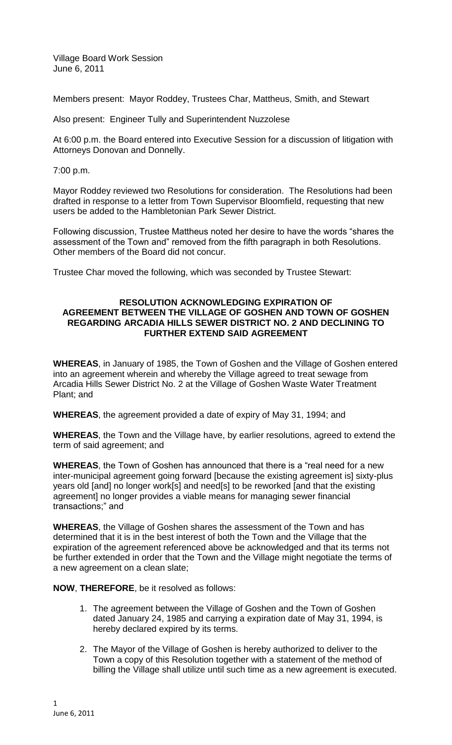Village Board Work Session
June 6, 2011

Members present: Mayor Roddey, Trustees Char, Mattheus, Smith, and Stewart

Also present: Engineer Tully and Superintendent Nuzzolese

At 6:00 p.m. the Board entered into Executive Session for a discussion of litigation with Attorneys Donovan and Donnelly.

7:00 p.m.

Mayor Roddey reviewed two Resolutions for consideration. The Resolutions had been drafted in response to a letter from Town Supervisor Bloomfield, requesting that new users be added to the Hambletonian Park Sewer District.

Following discussion, Trustee Mattheus noted her desire to have the words "shares the assessment of the Town and" removed from the fifth paragraph in both Resolutions. Other members of the Board did not concur.

Trustee Char moved the following, which was seconded by Trustee Stewart:

**RESOLUTION ACKNOWLEDGING EXPIRATION OF AGREEMENT BETWEEN THE VILLAGE OF GOSHEN AND TOWN OF GOSHEN REGARDING ARCADIA HILLS SEWER DISTRICT NO. 2 AND DECLINING TO FURTHER EXTEND SAID AGREEMENT**

**WHEREAS**, in January of 1985, the Town of Goshen and the Village of Goshen entered into an agreement wherein and whereby the Village agreed to treat sewage from Arcadia Hills Sewer District No. 2 at the Village of Goshen Waste Water Treatment Plant; and

**WHEREAS**, the agreement provided a date of expiry of May 31, 1994; and

**WHEREAS**, the Town and the Village have, by earlier resolutions, agreed to extend the term of said agreement; and

**WHEREAS**, the Town of Goshen has announced that there is a "real need for a new inter-municipal agreement going forward [because the existing agreement is] sixty-plus years old [and] no longer work[s] and need[s] to be reworked [and that the existing agreement] no longer provides a viable means for managing sewer financial transactions;" and

**WHEREAS**, the Village of Goshen shares the assessment of the Town and has determined that it is in the best interest of both the Town and the Village that the expiration of the agreement referenced above be acknowledged and that its terms not be further extended in order that the Town and the Village might negotiate the terms of a new agreement on a clean slate;

**NOW**, **THEREFORE**, be it resolved as follows:

1. The agreement between the Village of Goshen and the Town of Goshen dated January 24, 1985 and carrying a expiration date of May 31, 1994, is hereby declared expired by its terms.
2. The Mayor of the Village of Goshen is hereby authorized to deliver to the Town a copy of this Resolution together with a statement of the method of billing the Village shall utilize until such time as a new agreement is executed.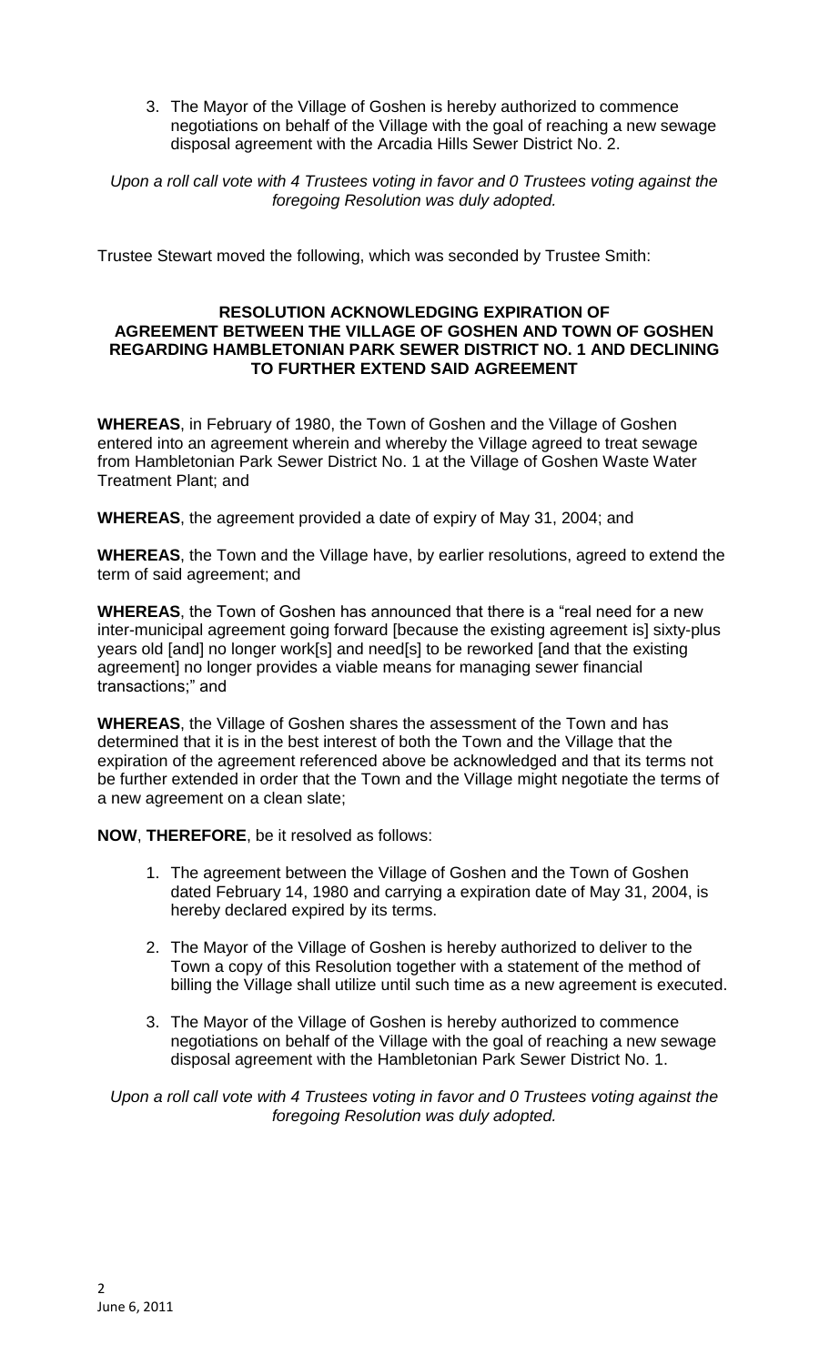3. The Mayor of the Village of Goshen is hereby authorized to commence negotiations on behalf of the Village with the goal of reaching a new sewage disposal agreement with the Arcadia Hills Sewer District No. 2.

*Upon a roll call vote with 4 Trustees voting in favor and 0 Trustees voting against the foregoing Resolution was duly adopted.*

Trustee Stewart moved the following, which was seconded by Trustee Smith:

**RESOLUTION ACKNOWLEDGING EXPIRATION OF AGREEMENT BETWEEN THE VILLAGE OF GOSHEN AND TOWN OF GOSHEN REGARDING HAMBLETONIAN PARK SEWER DISTRICT NO. 1 AND DECLINING TO FURTHER EXTEND SAID AGREEMENT**

**WHEREAS**, in February of 1980, the Town of Goshen and the Village of Goshen entered into an agreement wherein and whereby the Village agreed to treat sewage from Hambletonian Park Sewer District No. 1 at the Village of Goshen Waste Water Treatment Plant; and

**WHEREAS**, the agreement provided a date of expiry of May 31, 2004; and

**WHEREAS**, the Town and the Village have, by earlier resolutions, agreed to extend the term of said agreement; and

**WHEREAS**, the Town of Goshen has announced that there is a "real need for a new inter-municipal agreement going forward [because the existing agreement is] sixty-plus years old [and] no longer work[s] and need[s] to be reworked [and that the existing agreement] no longer provides a viable means for managing sewer financial transactions;" and

**WHEREAS**, the Village of Goshen shares the assessment of the Town and has determined that it is in the best interest of both the Town and the Village that the expiration of the agreement referenced above be acknowledged and that its terms not be further extended in order that the Town and the Village might negotiate the terms of a new agreement on a clean slate;

**NOW**, **THEREFORE**, be it resolved as follows:

1. The agreement between the Village of Goshen and the Town of Goshen dated February 14, 1980 and carrying a expiration date of May 31, 2004, is hereby declared expired by its terms.
2. The Mayor of the Village of Goshen is hereby authorized to deliver to the Town a copy of this Resolution together with a statement of the method of billing the Village shall utilize until such time as a new agreement is executed.
3. The Mayor of the Village of Goshen is hereby authorized to commence negotiations on behalf of the Village with the goal of reaching a new sewage disposal agreement with the Hambletonian Park Sewer District No. 1.

*Upon a roll call vote with 4 Trustees voting in favor and 0 Trustees voting against the foregoing Resolution was duly adopted.*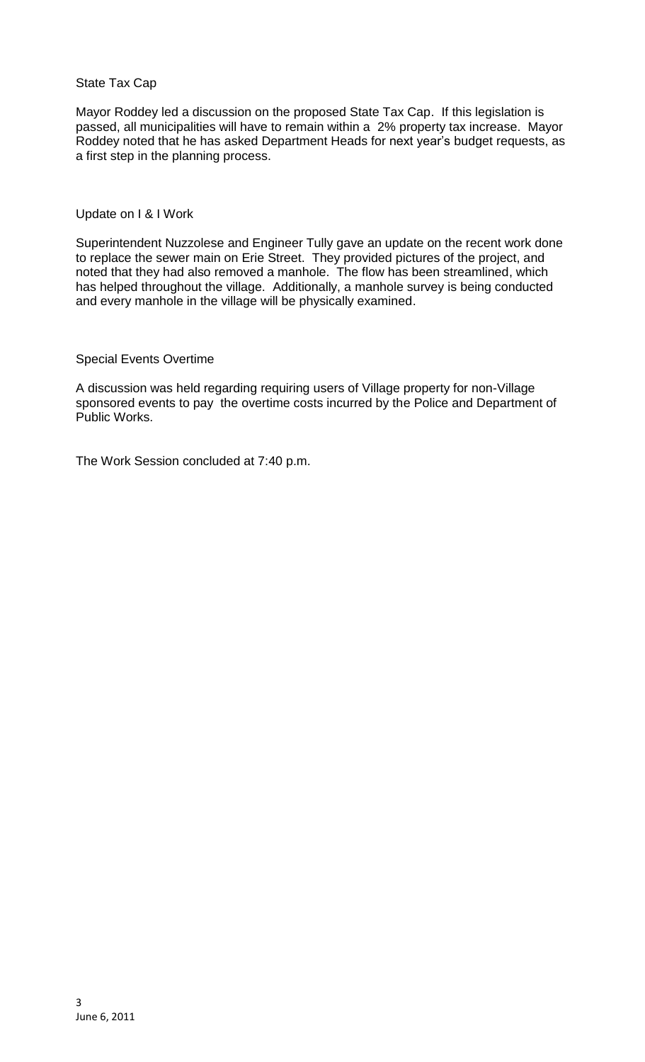## State Tax Cap

Mayor Roddey led a discussion on the proposed State Tax Cap. If this legislation is passed, all municipalities will have to remain within a 2% property tax increase. Mayor Roddey noted that he has asked Department Heads for next year's budget requests, as a first step in the planning process.

## Update on I & I Work

Superintendent Nuzzolese and Engineer Tully gave an update on the recent work done to replace the sewer main on Erie Street. They provided pictures of the project, and noted that they had also removed a manhole. The flow has been streamlined, which has helped throughout the village. Additionally, a manhole survey is being conducted and every manhole in the village will be physically examined.

## Special Events Overtime

A discussion was held regarding requiring users of Village property for non-Village sponsored events to pay the overtime costs incurred by the Police and Department of Public Works.

The Work Session concluded at 7:40 p.m.